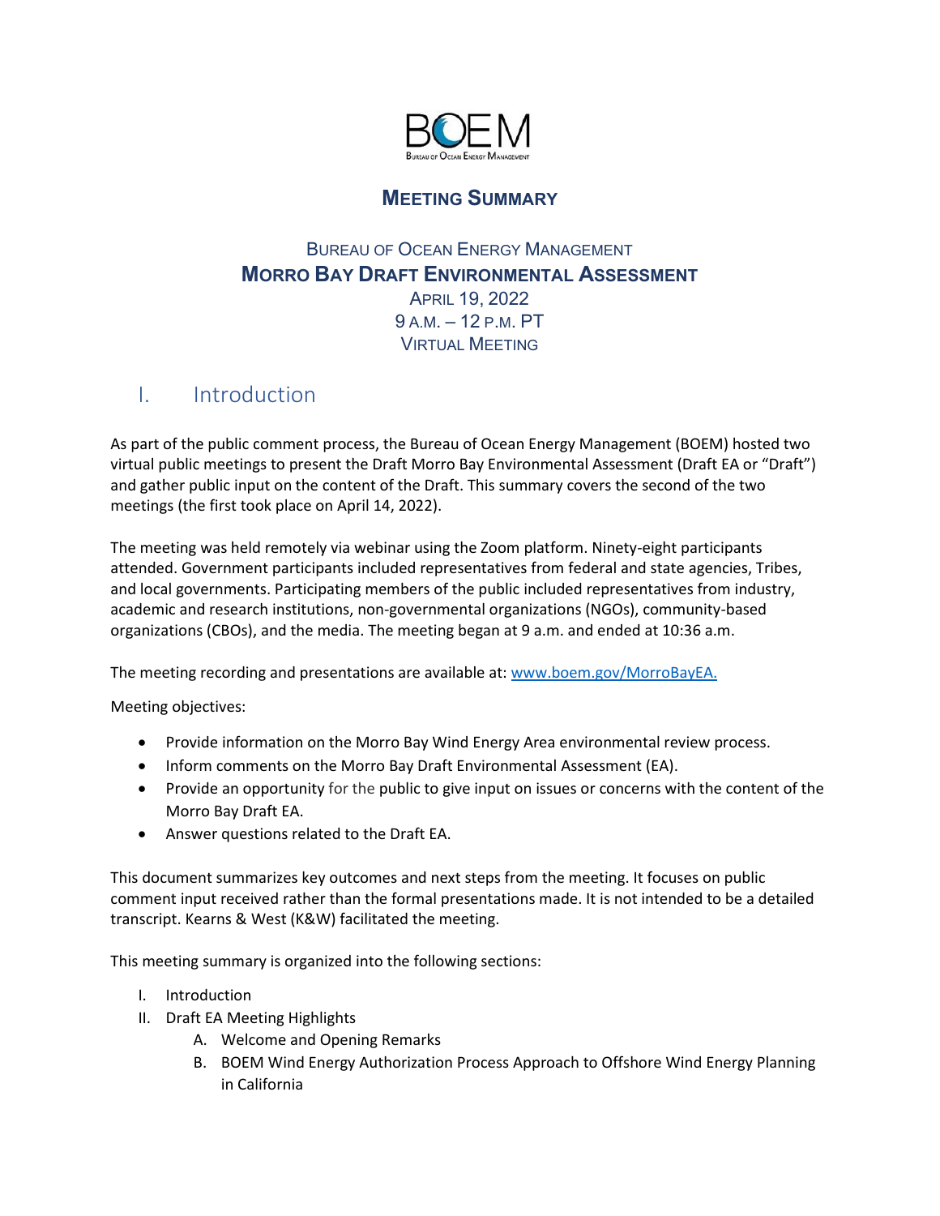# Meeting Summary

## Bureau of Ocean Energy Management
## Morro Bay Draft Environmental Assessment

April 19, 2022
9 a.m. – 12 p.m. PT
Virtual Meeting

## I. Introduction

As part of the public comment process, the Bureau of Ocean Energy Management (BOEM) hosted two virtual public meetings to present the Draft Morro Bay Environmental Assessment (Draft EA or "Draft") and gather public input on the content of the Draft. This summary covers the second of the two meetings (the first took place on April 14, 2022).

The meeting was held remotely via webinar using the Zoom platform. Ninety-eight participants attended. Government participants included representatives from federal and state agencies, Tribes, and local governments. Participating members of the public included representatives from industry, academic and research institutions, non-governmental organizations (NGOs), community-based organizations (CBOs), and the media. The meeting began at 9 a.m. and ended at 10:36 a.m.

The meeting recording and presentations are available at: [www.boem.gov/MorroBayEA.](www.boem.gov/MorroBayEA)

Meeting objectives:

- Provide information on the Morro Bay Wind Energy Area environmental review process.
- Inform comments on the Morro Bay Draft Environmental Assessment (EA).
- Provide an opportunity for the public to give input on issues or concerns with the content of the Morro Bay Draft EA.
- Answer questions related to the Draft EA.

This document summarizes key outcomes and next steps from the meeting. It focuses on public comment input received rather than the formal presentations made. It is not intended to be a detailed transcript. Kearns & West (K&W) facilitated the meeting.

This meeting summary is organized into the following sections:

I. Introduction
II. Draft EA Meeting Highlights
   A. Welcome and Opening Remarks
   B. BOEM Wind Energy Authorization Process Approach to Offshore Wind Energy Planning in California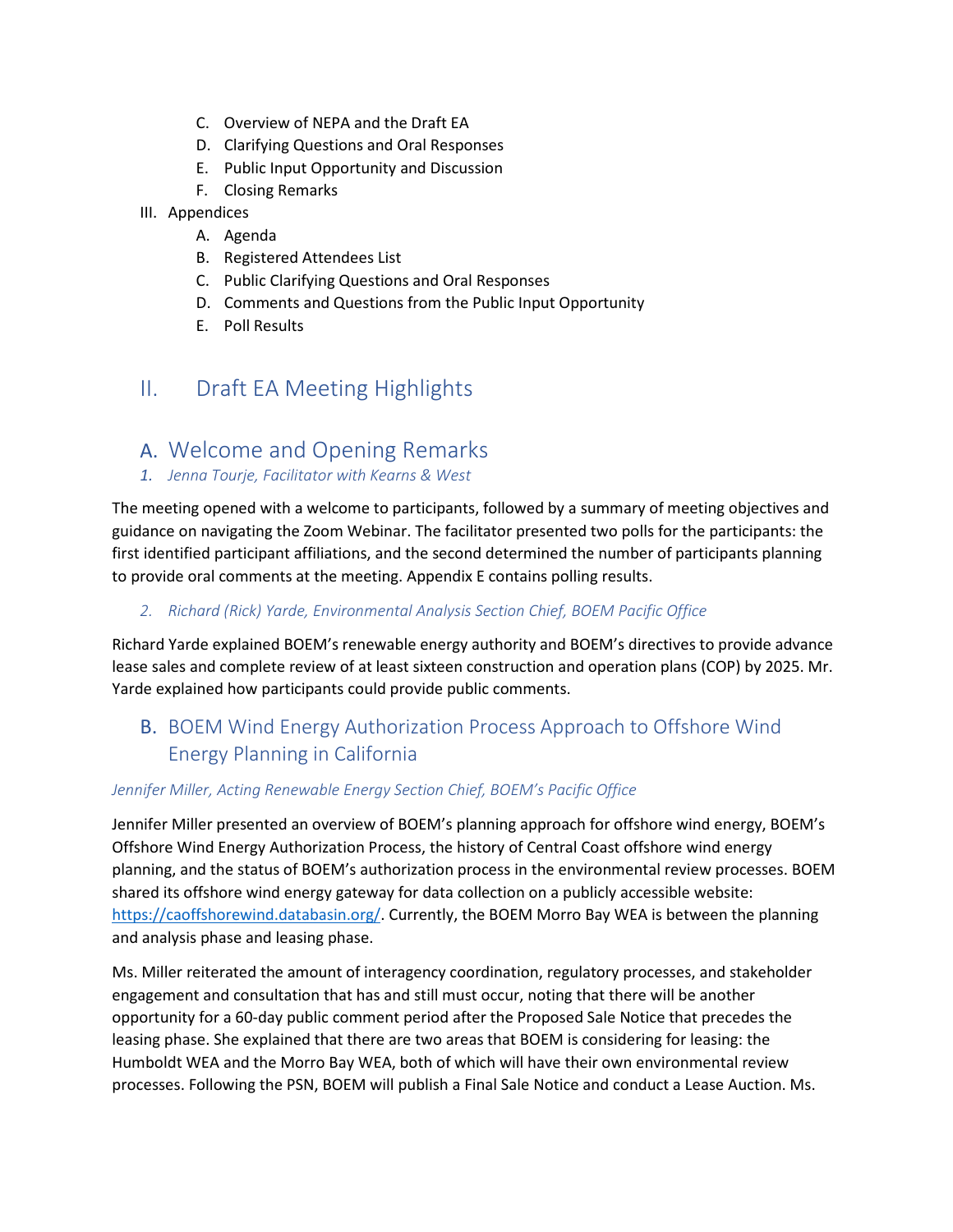- C. Overview of NEPA and the Draft EA
   - D. Clarifying Questions and Oral Responses
   - E. Public Input Opportunity and Discussion
   - F. Closing Remarks
- III. Appendices
   - A. Agenda
   - B. Registered Attendees List
   - C. Public Clarifying Questions and Oral Responses
   - D. Comments and Questions from the Public Input Opportunity
   - E. Poll Results

# II. Draft EA Meeting Highlights

## A. Welcome and Opening Remarks

### *1. Jenna Tourje, Facilitator with Kearns & West*

The meeting opened with a welcome to participants, followed by a summary of meeting objectives and guidance on navigating the Zoom Webinar. The facilitator presented two polls for the participants: the first identified participant affiliations, and the second determined the number of participants planning to provide oral comments at the meeting. Appendix E contains polling results.

### *2. Richard (Rick) Yarde, Environmental Analysis Section Chief, BOEM Pacific Office*

Richard Yarde explained BOEM's renewable energy authority and BOEM's directives to provide advance lease sales and complete review of at least sixteen construction and operation plans (COP) by 2025. Mr. Yarde explained how participants could provide public comments.

## B. BOEM Wind Energy Authorization Process Approach to Offshore Wind Energy Planning in California

*Jennifer Miller, Acting Renewable Energy Section Chief, BOEM's Pacific Office*

Jennifer Miller presented an overview of BOEM's planning approach for offshore wind energy, BOEM's Offshore Wind Energy Authorization Process, the history of Central Coast offshore wind energy planning, and the status of BOEM's authorization process in the environmental review processes. BOEM shared its offshore wind energy gateway for data collection on a publicly accessible website: [https://caoffshorewind.databasin.org/](https://caoffshorewind.databasin.org/). Currently, the BOEM Morro Bay WEA is between the planning and analysis phase and leasing phase.

Ms. Miller reiterated the amount of interagency coordination, regulatory processes, and stakeholder engagement and consultation that has and still must occur, noting that there will be another opportunity for a 60-day public comment period after the Proposed Sale Notice that precedes the leasing phase. She explained that there are two areas that BOEM is considering for leasing: the Humboldt WEA and the Morro Bay WEA, both of which will have their own environmental review processes. Following the PSN, BOEM will publish a Final Sale Notice and conduct a Lease Auction. Ms.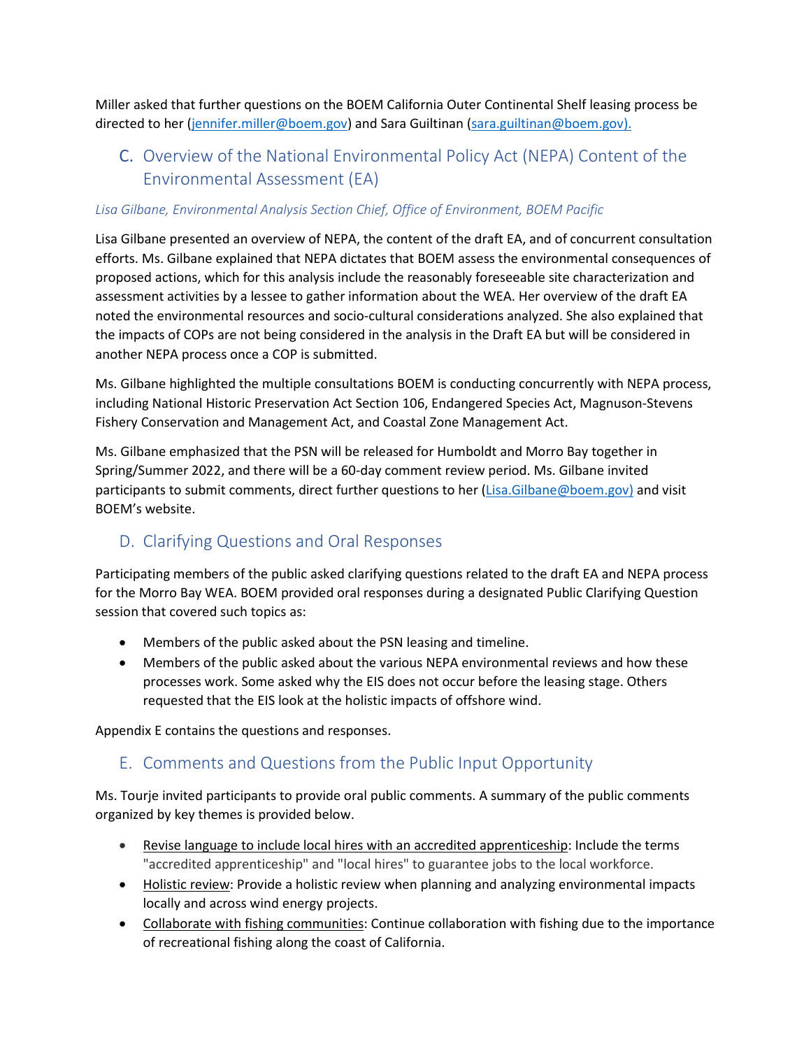Miller asked that further questions on the BOEM California Outer Continental Shelf leasing process be directed to her (jennifer.miller@boem.gov) and Sara Guiltinan (sara.guiltinan@boem.gov).

## C. Overview of the National Environmental Policy Act (NEPA) Content of the Environmental Assessment (EA)

*Lisa Gilbane, Environmental Analysis Section Chief, Office of Environment, BOEM Pacific*

Lisa Gilbane presented an overview of NEPA, the content of the draft EA, and of concurrent consultation efforts. Ms. Gilbane explained that NEPA dictates that BOEM assess the environmental consequences of proposed actions, which for this analysis include the reasonably foreseeable site characterization and assessment activities by a lessee to gather information about the WEA. Her overview of the draft EA noted the environmental resources and socio-cultural considerations analyzed. She also explained that the impacts of COPs are not being considered in the analysis in the Draft EA but will be considered in another NEPA process once a COP is submitted.

Ms. Gilbane highlighted the multiple consultations BOEM is conducting concurrently with NEPA process, including National Historic Preservation Act Section 106, Endangered Species Act, Magnuson-Stevens Fishery Conservation and Management Act, and Coastal Zone Management Act.

Ms. Gilbane emphasized that the PSN will be released for Humboldt and Morro Bay together in Spring/Summer 2022, and there will be a 60-day comment review period. Ms. Gilbane invited participants to submit comments, direct further questions to her (Lisa.Gilbane@boem.gov) and visit BOEM's website.

## D. Clarifying Questions and Oral Responses

Participating members of the public asked clarifying questions related to the draft EA and NEPA process for the Morro Bay WEA. BOEM provided oral responses during a designated Public Clarifying Question session that covered such topics as:

- Members of the public asked about the PSN leasing and timeline.
- Members of the public asked about the various NEPA environmental reviews and how these processes work. Some asked why the EIS does not occur before the leasing stage. Others requested that the EIS look at the holistic impacts of offshore wind.

Appendix E contains the questions and responses.

## E. Comments and Questions from the Public Input Opportunity

Ms. Tourje invited participants to provide oral public comments. A summary of the public comments organized by key themes is provided below.

- Revise language to include local hires with an accredited apprenticeship: Include the terms "accredited apprenticeship" and "local hires" to guarantee jobs to the local workforce.
- Holistic review: Provide a holistic review when planning and analyzing environmental impacts locally and across wind energy projects.
- Collaborate with fishing communities: Continue collaboration with fishing due to the importance of recreational fishing along the coast of California.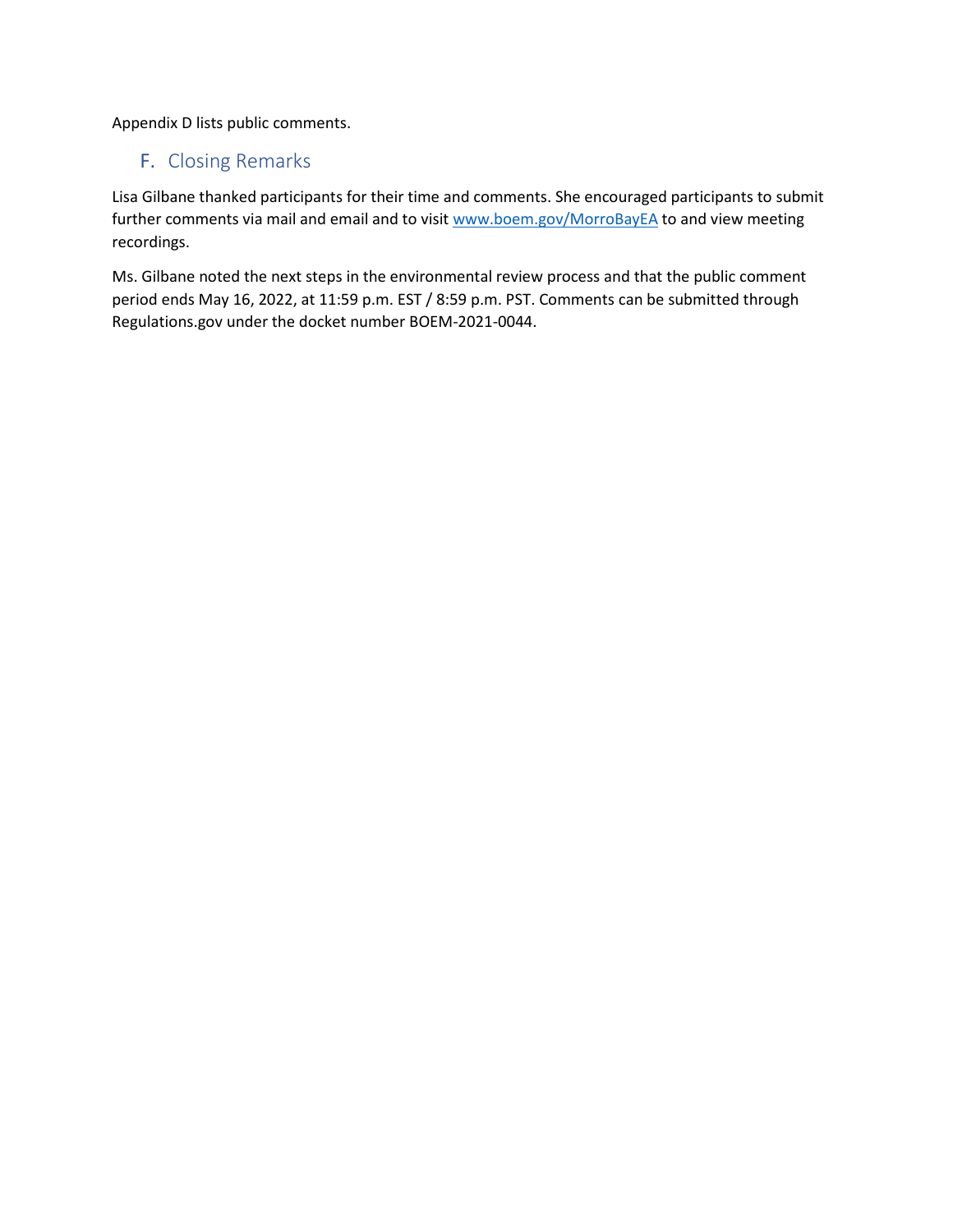Appendix D lists public comments.

## F. Closing Remarks

Lisa Gilbane thanked participants for their time and comments. She encouraged participants to submit further comments via mail and email and to visit [www.boem.gov/MorroBayEA](www.boem.gov/MorroBayEA) to and view meeting recordings.

Ms. Gilbane noted the next steps in the environmental review process and that the public comment period ends May 16, 2022, at 11:59 p.m. EST / 8:59 p.m. PST. Comments can be submitted through Regulations.gov under the docket number BOEM-2021-0044.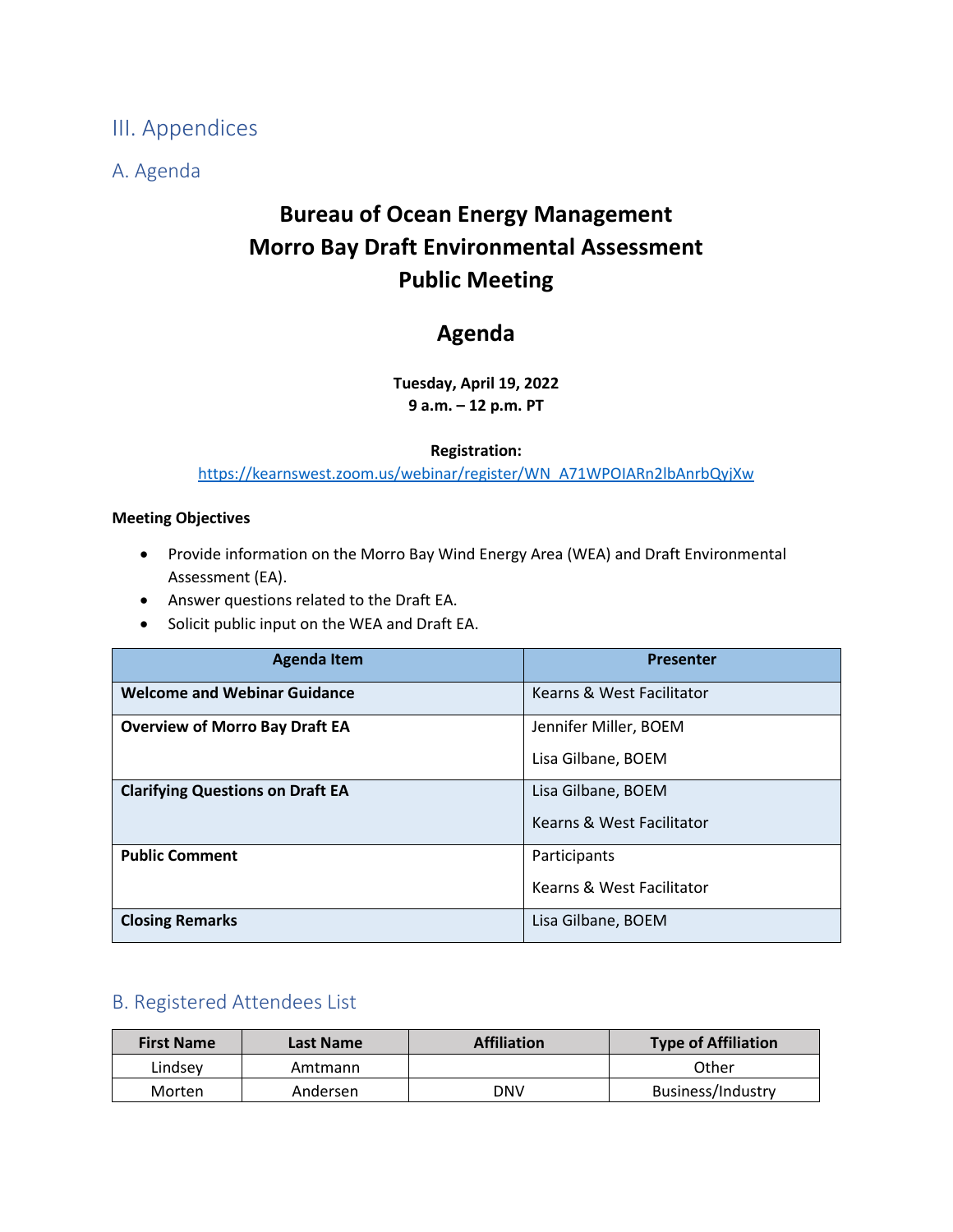# III. Appendices

## A. Agenda

**Bureau of Ocean Energy Management**
**Morro Bay Draft Environmental Assessment**
**Public Meeting**

**Agenda**

**Tuesday, April 19, 2022**
**9 a.m. – 12 p.m. PT**

**Registration:**
https://kearnswest.zoom.us/webinar/register/WN_A71WPOIARn2lbAnrbQyjXw

**Meeting Objectives**

- Provide information on the Morro Bay Wind Energy Area (WEA) and Draft Environmental Assessment (EA).
- Answer questions related to the Draft EA.
- Solicit public input on the WEA and Draft EA.

| Agenda Item | Presenter |
|---|---|
| **Welcome and Webinar Guidance** | Kearns & West Facilitator |
| **Overview of Morro Bay Draft EA** | Jennifer Miller, BOEM<br>Lisa Gilbane, BOEM |
| **Clarifying Questions on Draft EA** | Lisa Gilbane, BOEM<br>Kearns & West Facilitator |
| **Public Comment** | Participants<br>Kearns & West Facilitator |
| **Closing Remarks** | Lisa Gilbane, BOEM |

## B. Registered Attendees List

| First Name | Last Name | Affiliation | Type of Affiliation |
|---|---|---|---|
| Lindsey | Amtmann | | Other |
| Morten | Andersen | DNV | Business/Industry |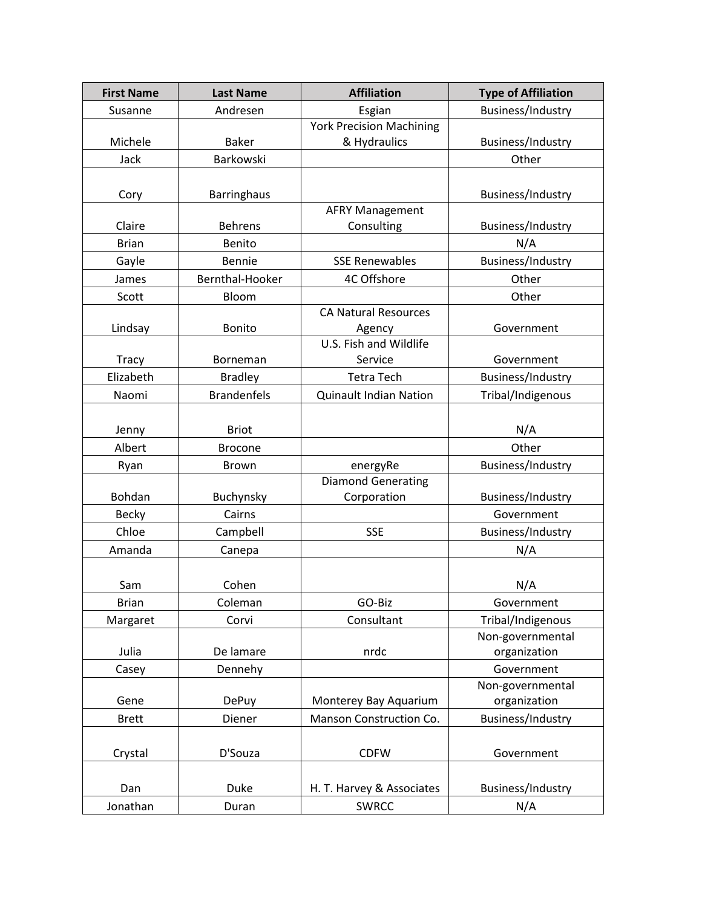| First Name | Last Name | Affiliation | Type of Affiliation |
|---|---|---|---|
| Susanne | Andresen | Esgian | Business/Industry |
| Michele | Baker | York Precision Machining & Hydraulics | Business/Industry |
| Jack | Barkowski | | Other |
| Cory | Barringhaus | | Business/Industry |
| Claire | Behrens | AFRY Management Consulting | Business/Industry |
| Brian | Benito | | N/A |
| Gayle | Bennie | SSE Renewables | Business/Industry |
| James | Bernthal-Hooker | 4C Offshore | Other |
| Scott | Bloom | | Other |
| Lindsay | Bonito | CA Natural Resources Agency | Government |
| Tracy | Borneman | U.S. Fish and Wildlife Service | Government |
| Elizabeth | Bradley | Tetra Tech | Business/Industry |
| Naomi | Brandenfels | Quinault Indian Nation | Tribal/Indigenous |
| Jenny | Briot | | N/A |
| Albert | Brocone | | Other |
| Ryan | Brown | energyRe | Business/Industry |
| Bohdan | Buchynsky | Diamond Generating Corporation | Business/Industry |
| Becky | Cairns | | Government |
| Chloe | Campbell | SSE | Business/Industry |
| Amanda | Canepa | | N/A |
| Sam | Cohen | | N/A |
| Brian | Coleman | GO-Biz | Government |
| Margaret | Corvi | Consultant | Tribal/Indigenous |
| Julia | De lamare | nrdc | Non-governmental organization |
| Casey | Dennehy | | Government |
| Gene | DePuy | Monterey Bay Aquarium | Non-governmental organization |
| Brett | Diener | Manson Construction Co. | Business/Industry |
| Crystal | D'Souza | CDFW | Government |
| Dan | Duke | H. T. Harvey & Associates | Business/Industry |
| Jonathan | Duran | SWRCC | N/A |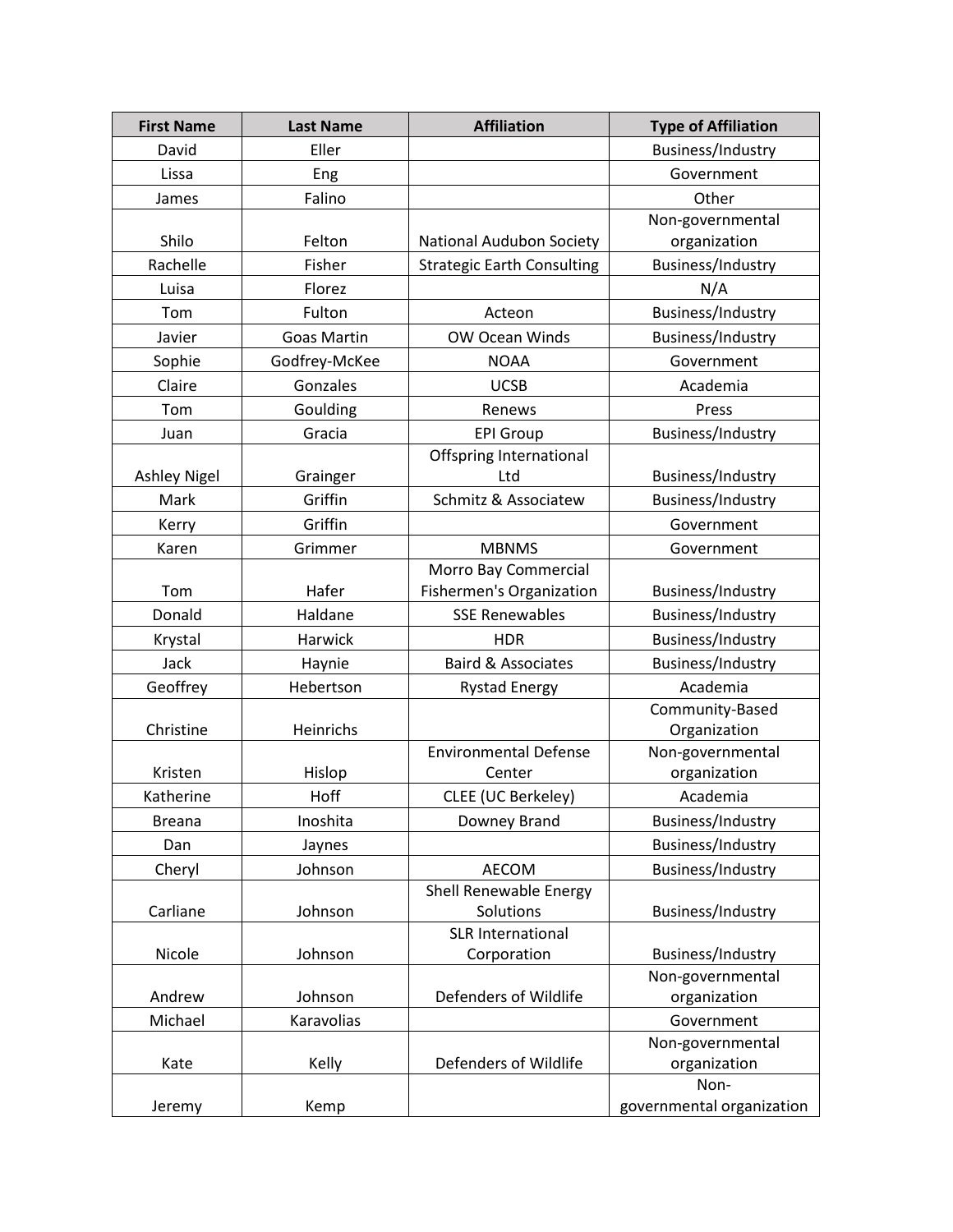| First Name | Last Name | Affiliation | Type of Affiliation |
|---|---|---|---|
| David | Eller | | Business/Industry |
| Lissa | Eng | | Government |
| James | Falino | | Other |
| Shilo | Felton | National Audubon Society | Non-governmental organization |
| Rachelle | Fisher | Strategic Earth Consulting | Business/Industry |
| Luisa | Florez | | N/A |
| Tom | Fulton | Acteon | Business/Industry |
| Javier | Goas Martin | OW Ocean Winds | Business/Industry |
| Sophie | Godfrey-McKee | NOAA | Government |
| Claire | Gonzales | UCSB | Academia |
| Tom | Goulding | Renews | Press |
| Juan | Gracia | EPI Group | Business/Industry |
| Ashley Nigel | Grainger | Offspring International Ltd | Business/Industry |
| Mark | Griffin | Schmitz & Associatew | Business/Industry |
| Kerry | Griffin | | Government |
| Karen | Grimmer | MBNMS | Government |
| Tom | Hafer | Morro Bay Commercial Fishermen's Organization | Business/Industry |
| Donald | Haldane | SSE Renewables | Business/Industry |
| Krystal | Harwick | HDR | Business/Industry |
| Jack | Haynie | Baird & Associates | Business/Industry |
| Geoffrey | Hebertson | Rystad Energy | Academia |
| Christine | Heinrichs | | Community-Based Organization |
| Kristen | Hislop | Environmental Defense Center | Non-governmental organization |
| Katherine | Hoff | CLEE (UC Berkeley) | Academia |
| Breana | Inoshita | Downey Brand | Business/Industry |
| Dan | Jaynes | | Business/Industry |
| Cheryl | Johnson | AECOM | Business/Industry |
| Carliane | Johnson | Shell Renewable Energy Solutions | Business/Industry |
| Nicole | Johnson | SLR International Corporation | Business/Industry |
| Andrew | Johnson | Defenders of Wildlife | Non-governmental organization |
| Michael | Karavolias | | Government |
| Kate | Kelly | Defenders of Wildlife | Non-governmental organization |
| Jeremy | Kemp | | Non-governmental organization |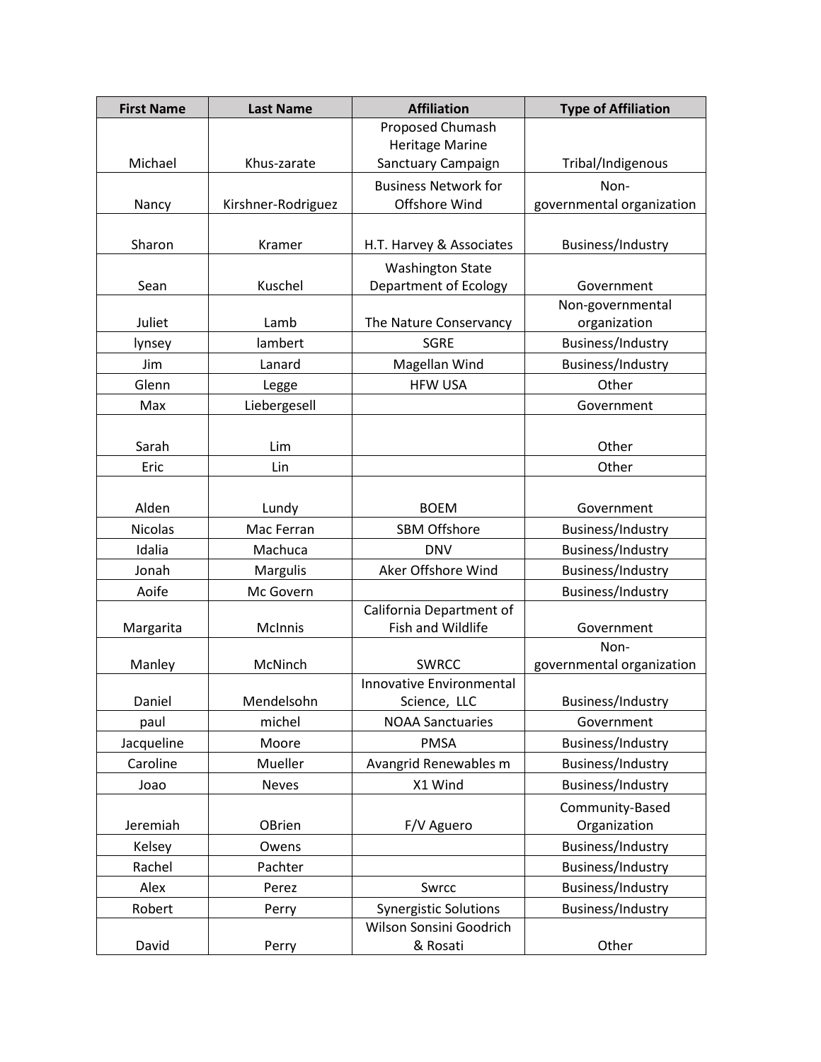| First Name | Last Name | Affiliation | Type of Affiliation |
| --- | --- | --- | --- |
| Michael | Khus-zarate | Proposed Chumash Heritage Marine Sanctuary Campaign | Tribal/Indigenous |
| Nancy | Kirshner-Rodriguez | Business Network for Offshore Wind | Non-governmental organization |
| Sharon | Kramer | H.T. Harvey & Associates | Business/Industry |
| Sean | Kuschel | Washington State Department of Ecology | Government |
| Juliet | Lamb | The Nature Conservancy | Non-governmental organization |
| lynsey | lambert | SGRE | Business/Industry |
| Jim | Lanard | Magellan Wind | Business/Industry |
| Glenn | Legge | HFW USA | Other |
| Max | Liebergesell | | Government |
| Sarah | Lim | | Other |
| Eric | Lin | | Other |
| Alden | Lundy | BOEM | Government |
| Nicolas | Mac Ferran | SBM Offshore | Business/Industry |
| Idalia | Machuca | DNV | Business/Industry |
| Jonah | Margulis | Aker Offshore Wind | Business/Industry |
| Aoife | Mc Govern | | Business/Industry |
| Margarita | McInnis | California Department of Fish and Wildlife | Government |
| Manley | McNinch | SWRCC | Non-governmental organization |
| Daniel | Mendelsohn | Innovative Environmental Science, LLC | Business/Industry |
| paul | michel | NOAA Sanctuaries | Government |
| Jacqueline | Moore | PMSA | Business/Industry |
| Caroline | Mueller | Avangrid Renewables m | Business/Industry |
| Joao | Neves | X1 Wind | Business/Industry |
| Jeremiah | OBrien | F/V Aguero | Community-Based Organization |
| Kelsey | Owens | | Business/Industry |
| Rachel | Pachter | | Business/Industry |
| Alex | Perez | Swrcc | Business/Industry |
| Robert | Perry | Synergistic Solutions | Business/Industry |
| David | Perry | Wilson Sonsini Goodrich & Rosati | Other |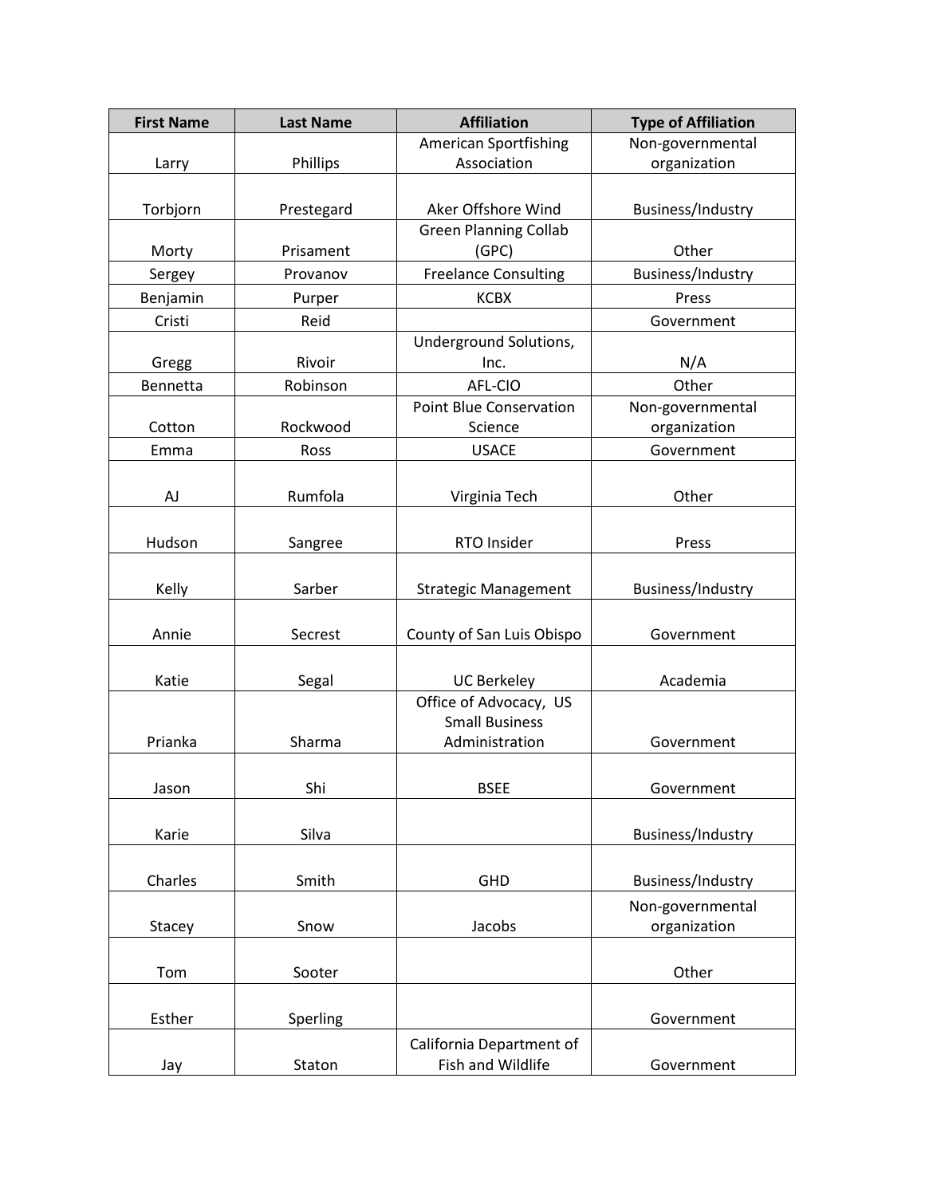| First Name | Last Name | Affiliation | Type of Affiliation |
|---|---|---|---|
| Larry | Phillips | American Sportfishing Association | Non-governmental organization |
| Torbjorn | Prestegard | Aker Offshore Wind | Business/Industry |
| Morty | Prisament | Green Planning Collab (GPC) | Other |
| Sergey | Provanov | Freelance Consulting | Business/Industry |
| Benjamin | Purper | KCBX | Press |
| Cristi | Reid | | Government |
| Gregg | Rivoir | Underground Solutions, Inc. | N/A |
| Bennetta | Robinson | AFL-CIO | Other |
| Cotton | Rockwood | Point Blue Conservation Science | Non-governmental organization |
| Emma | Ross | USACE | Government |
| AJ | Rumfola | Virginia Tech | Other |
| Hudson | Sangree | RTO Insider | Press |
| Kelly | Sarber | Strategic Management | Business/Industry |
| Annie | Secrest | County of San Luis Obispo | Government |
| Katie | Segal | UC Berkeley | Academia |
| Prianka | Sharma | Office of Advocacy, US Small Business Administration | Government |
| Jason | Shi | BSEE | Government |
| Karie | Silva | | Business/Industry |
| Charles | Smith | GHD | Business/Industry |
| Stacey | Snow | Jacobs | Non-governmental organization |
| Tom | Sooter | | Other |
| Esther | Sperling | | Government |
| Jay | Staton | California Department of Fish and Wildlife | Government |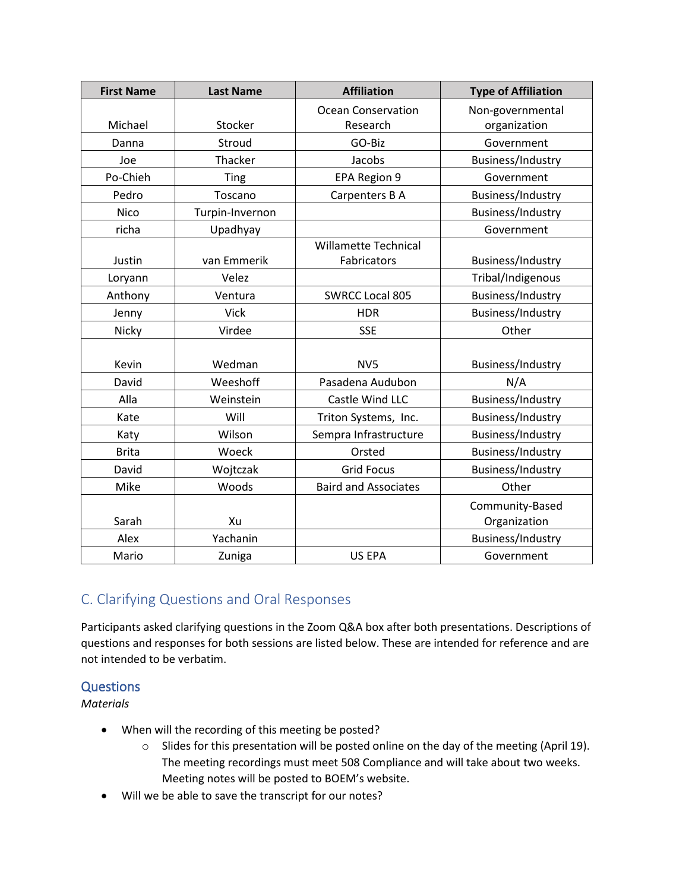| First Name | Last Name | Affiliation | Type of Affiliation |
|---|---|---|---|
| Michael | Stocker | Ocean Conservation Research | Non-governmental organization |
| Danna | Stroud | GO-Biz | Government |
| Joe | Thacker | Jacobs | Business/Industry |
| Po-Chieh | Ting | EPA Region 9 | Government |
| Pedro | Toscano | Carpenters B A | Business/Industry |
| Nico | Turpin-Invernon | | Business/Industry |
| richa | Upadhyay | | Government |
| Justin | van Emmerik | Willamette Technical Fabricators | Business/Industry |
| Loryann | Velez | | Tribal/Indigenous |
| Anthony | Ventura | SWRCC Local 805 | Business/Industry |
| Jenny | Vick | HDR | Business/Industry |
| Nicky | Virdee | SSE | Other |
| Kevin | Wedman | NV5 | Business/Industry |
| David | Weeshoff | Pasadena Audubon | N/A |
| Alla | Weinstein | Castle Wind LLC | Business/Industry |
| Kate | Will | Triton Systems, Inc. | Business/Industry |
| Katy | Wilson | Sempra Infrastructure | Business/Industry |
| Brita | Woeck | Orsted | Business/Industry |
| David | Wojtczak | Grid Focus | Business/Industry |
| Mike | Woods | Baird and Associates | Other |
| Sarah | Xu | | Community-Based Organization |
| Alex | Yachanin | | Business/Industry |
| Mario | Zuniga | US EPA | Government |

## C. Clarifying Questions and Oral Responses

Participants asked clarifying questions in the Zoom Q&A box after both presentations. Descriptions of questions and responses for both sessions are listed below. These are intended for reference and are not intended to be verbatim.

### Questions

*Materials*

- When will the recording of this meeting be posted?
  - Slides for this presentation will be posted online on the day of the meeting (April 19). The meeting recordings must meet 508 Compliance and will take about two weeks. Meeting notes will be posted to BOEM's website.
- Will we be able to save the transcript for our notes?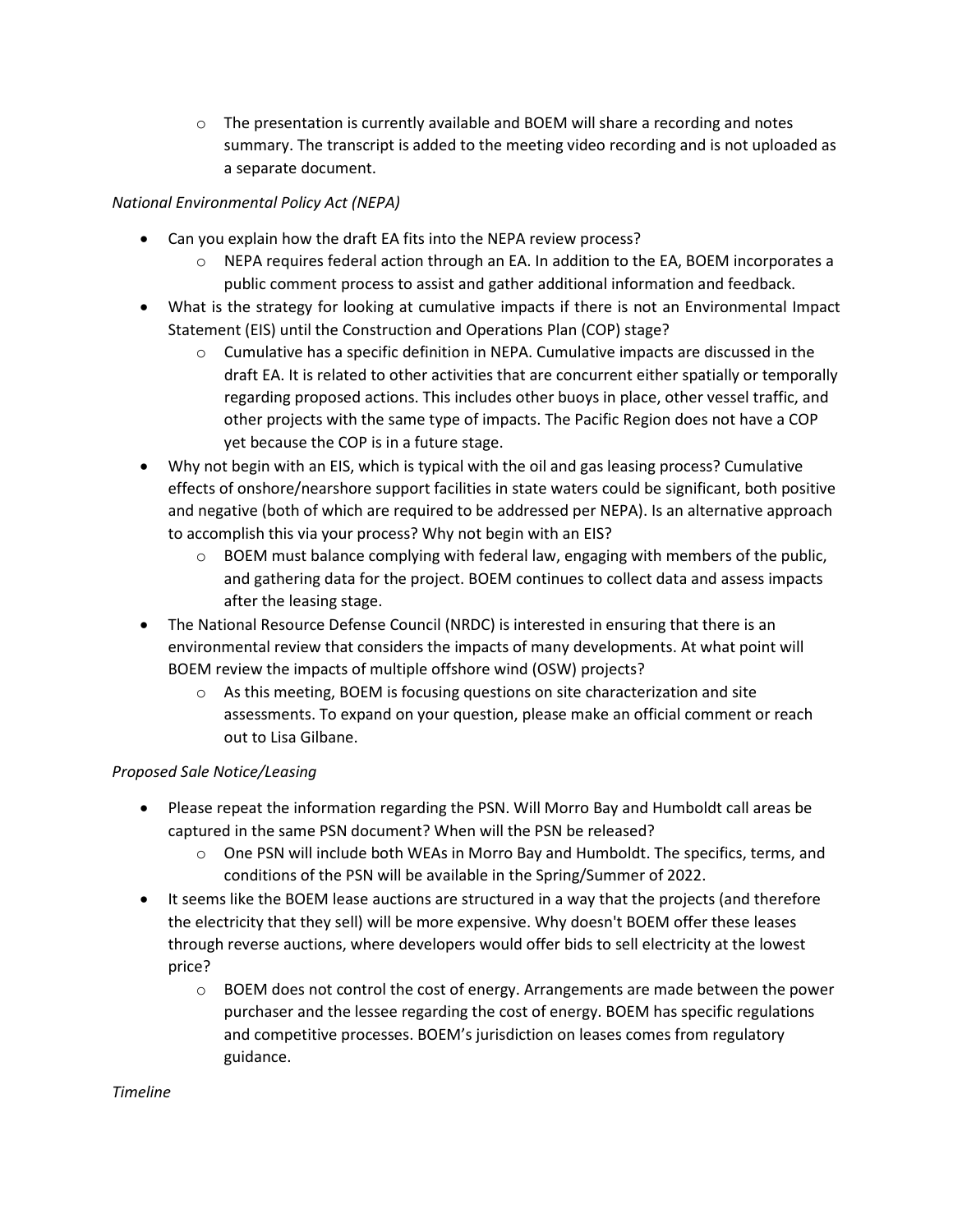- The presentation is currently available and BOEM will share a recording and notes summary. The transcript is added to the meeting video recording and is not uploaded as a separate document.

*National Environmental Policy Act (NEPA)*

- Can you explain how the draft EA fits into the NEPA review process?
  - NEPA requires federal action through an EA. In addition to the EA, BOEM incorporates a public comment process to assist and gather additional information and feedback.
- What is the strategy for looking at cumulative impacts if there is not an Environmental Impact Statement (EIS) until the Construction and Operations Plan (COP) stage?
  - Cumulative has a specific definition in NEPA. Cumulative impacts are discussed in the draft EA. It is related to other activities that are concurrent either spatially or temporally regarding proposed actions. This includes other buoys in place, other vessel traffic, and other projects with the same type of impacts. The Pacific Region does not have a COP yet because the COP is in a future stage.
- Why not begin with an EIS, which is typical with the oil and gas leasing process? Cumulative effects of onshore/nearshore support facilities in state waters could be significant, both positive and negative (both of which are required to be addressed per NEPA). Is an alternative approach to accomplish this via your process? Why not begin with an EIS?
  - BOEM must balance complying with federal law, engaging with members of the public, and gathering data for the project. BOEM continues to collect data and assess impacts after the leasing stage.
- The National Resource Defense Council (NRDC) is interested in ensuring that there is an environmental review that considers the impacts of many developments. At what point will BOEM review the impacts of multiple offshore wind (OSW) projects?
  - As this meeting, BOEM is focusing questions on site characterization and site assessments. To expand on your question, please make an official comment or reach out to Lisa Gilbane.

*Proposed Sale Notice/Leasing*

- Please repeat the information regarding the PSN. Will Morro Bay and Humboldt call areas be captured in the same PSN document? When will the PSN be released?
  - One PSN will include both WEAs in Morro Bay and Humboldt. The specifics, terms, and conditions of the PSN will be available in the Spring/Summer of 2022.
- It seems like the BOEM lease auctions are structured in a way that the projects (and therefore the electricity that they sell) will be more expensive. Why doesn't BOEM offer these leases through reverse auctions, where developers would offer bids to sell electricity at the lowest price?
  - BOEM does not control the cost of energy. Arrangements are made between the power purchaser and the lessee regarding the cost of energy. BOEM has specific regulations and competitive processes. BOEM's jurisdiction on leases comes from regulatory guidance.

*Timeline*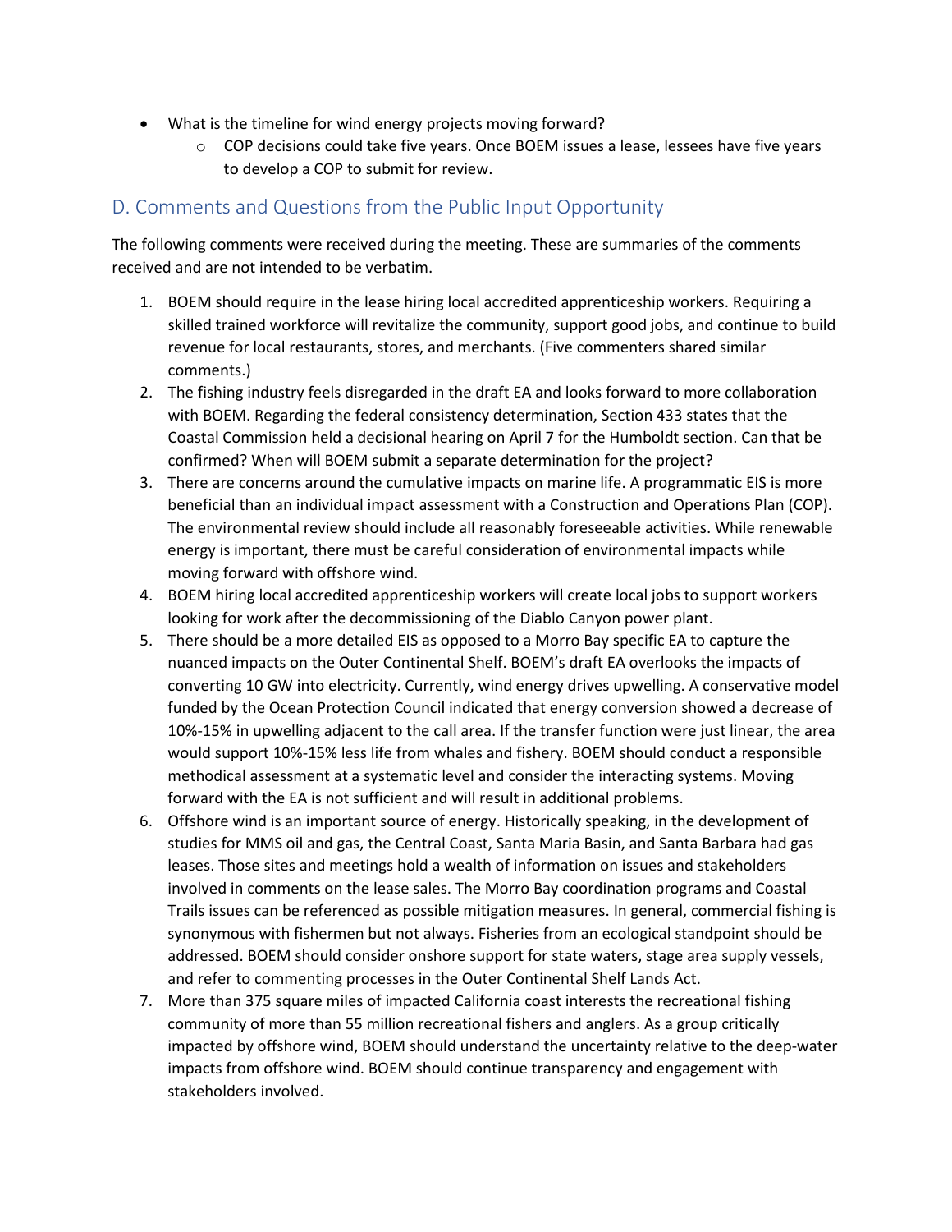- What is the timeline for wind energy projects moving forward?
  - COP decisions could take five years. Once BOEM issues a lease, lessees have five years to develop a COP to submit for review.

## D. Comments and Questions from the Public Input Opportunity

The following comments were received during the meeting. These are summaries of the comments received and are not intended to be verbatim.

1. BOEM should require in the lease hiring local accredited apprenticeship workers. Requiring a skilled trained workforce will revitalize the community, support good jobs, and continue to build revenue for local restaurants, stores, and merchants. (Five commenters shared similar comments.)
2. The fishing industry feels disregarded in the draft EA and looks forward to more collaboration with BOEM. Regarding the federal consistency determination, Section 433 states that the Coastal Commission held a decisional hearing on April 7 for the Humboldt section. Can that be confirmed? When will BOEM submit a separate determination for the project?
3. There are concerns around the cumulative impacts on marine life. A programmatic EIS is more beneficial than an individual impact assessment with a Construction and Operations Plan (COP). The environmental review should include all reasonably foreseeable activities. While renewable energy is important, there must be careful consideration of environmental impacts while moving forward with offshore wind.
4. BOEM hiring local accredited apprenticeship workers will create local jobs to support workers looking for work after the decommissioning of the Diablo Canyon power plant.
5. There should be a more detailed EIS as opposed to a Morro Bay specific EA to capture the nuanced impacts on the Outer Continental Shelf. BOEM's draft EA overlooks the impacts of converting 10 GW into electricity. Currently, wind energy drives upwelling. A conservative model funded by the Ocean Protection Council indicated that energy conversion showed a decrease of 10%-15% in upwelling adjacent to the call area. If the transfer function were just linear, the area would support 10%-15% less life from whales and fishery. BOEM should conduct a responsible methodical assessment at a systematic level and consider the interacting systems. Moving forward with the EA is not sufficient and will result in additional problems.
6. Offshore wind is an important source of energy. Historically speaking, in the development of studies for MMS oil and gas, the Central Coast, Santa Maria Basin, and Santa Barbara had gas leases. Those sites and meetings hold a wealth of information on issues and stakeholders involved in comments on the lease sales. The Morro Bay coordination programs and Coastal Trails issues can be referenced as possible mitigation measures. In general, commercial fishing is synonymous with fishermen but not always. Fisheries from an ecological standpoint should be addressed. BOEM should consider onshore support for state waters, stage area supply vessels, and refer to commenting processes in the Outer Continental Shelf Lands Act.
7. More than 375 square miles of impacted California coast interests the recreational fishing community of more than 55 million recreational fishers and anglers. As a group critically impacted by offshore wind, BOEM should understand the uncertainty relative to the deep-water impacts from offshore wind. BOEM should continue transparency and engagement with stakeholders involved.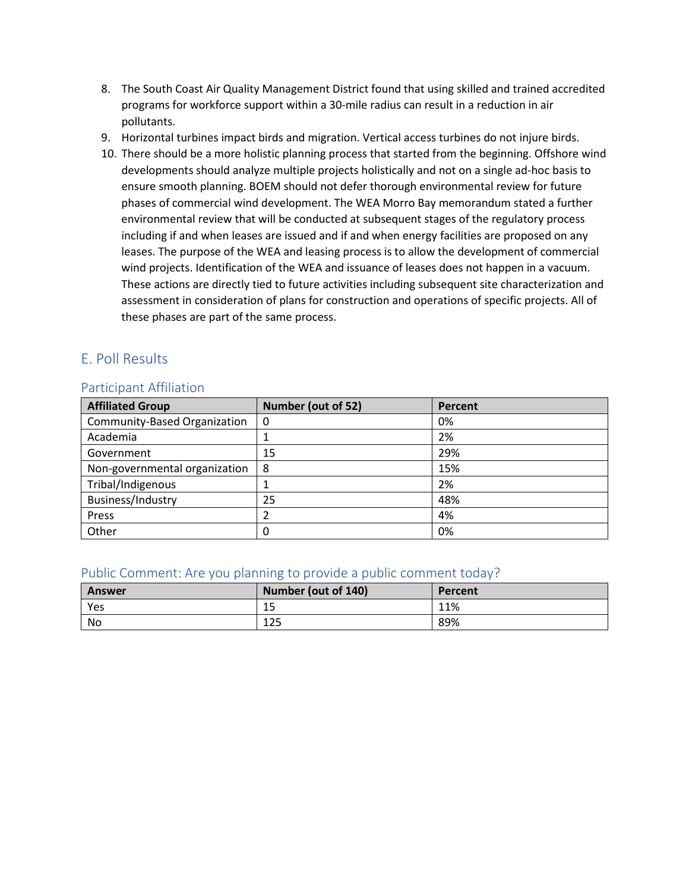8. The South Coast Air Quality Management District found that using skilled and trained accredited programs for workforce support within a 30-mile radius can result in a reduction in air pollutants.
9. Horizontal turbines impact birds and migration. Vertical access turbines do not injure birds.
10. There should be a more holistic planning process that started from the beginning. Offshore wind developments should analyze multiple projects holistically and not on a single ad-hoc basis to ensure smooth planning. BOEM should not defer thorough environmental review for future phases of commercial wind development. The WEA Morro Bay memorandum stated a further environmental review that will be conducted at subsequent stages of the regulatory process including if and when leases are issued and if and when energy facilities are proposed on any leases. The purpose of the WEA and leasing process is to allow the development of commercial wind projects. Identification of the WEA and issuance of leases does not happen in a vacuum. These actions are directly tied to future activities including subsequent site characterization and assessment in consideration of plans for construction and operations of specific projects. All of these phases are part of the same process.

## E. Poll Results

### Participant Affiliation

| Affiliated Group | Number (out of 52) | Percent |
|---|---|---|
| Community-Based Organization | 0 | 0% |
| Academia | 1 | 2% |
| Government | 15 | 29% |
| Non-governmental organization | 8 | 15% |
| Tribal/Indigenous | 1 | 2% |
| Business/Industry | 25 | 48% |
| Press | 2 | 4% |
| Other | 0 | 0% |

### Public Comment: Are you planning to provide a public comment today?

| Answer | Number (out of 140) | Percent |
|---|---|---|
| Yes | 15 | 11% |
| No | 125 | 89% |